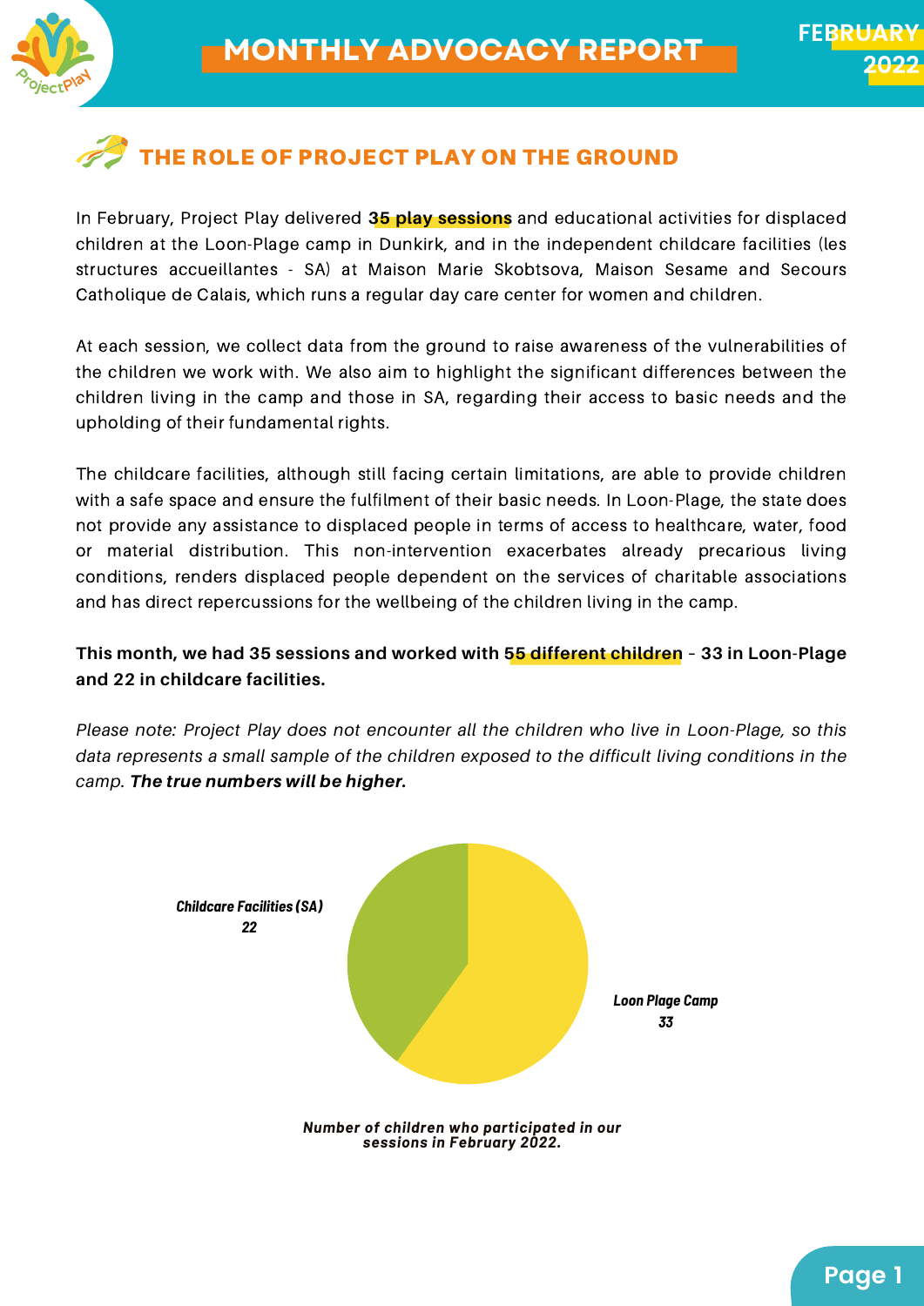# MONTHLY ADVOCACY REPORT

FEBRUARY 2022

## THE ROLE OF PROJECT PLAY ON THE GROUND

In February, Project Play delivered **35 play sessions** and educational activities for displaced children at the Loon-Plage camp in Dunkirk, and in the independent childcare facilities (les structures accueillantes - SA) at Maison Marie Skobtsova, Maison Sesame and Secours Catholique de Calais, which runs a regular day care center for women and children.

At each session, we collect data from the ground to raise awareness of the vulnerabilities of the children we work with. We also aim to highlight the significant differences between the children living in the camp and those in SA, regarding their access to basic needs and the upholding of their fundamental rights.

The childcare facilities, although still facing certain limitations, are able to provide children with a safe space and ensure the fulfilment of their basic needs. In Loon-Plage, the state does not provide any assistance to displaced people in terms of access to healthcare, water, food or material distribution. This non-intervention exacerbates already precarious living conditions, renders displaced people dependent on the services of charitable associations and has direct repercussions for the wellbeing of the children living in the camp.

**This month, we had 35 sessions and worked with 55 different children - 33 in Loon-Plage and 22 in childcare facilities.**

*Please note: Project Play does not encounter all the children who live in Loon-Plage, so this data represents a small sample of the children exposed to the difficult living conditions in the camp.* ***The true numbers will be higher.***

| Location | Number of children |
|---|---|
| Childcare Facilities (SA) | 22 |
| Loon Plage Camp | 33 |

***Number of children who participated in our sessions in February 2022.***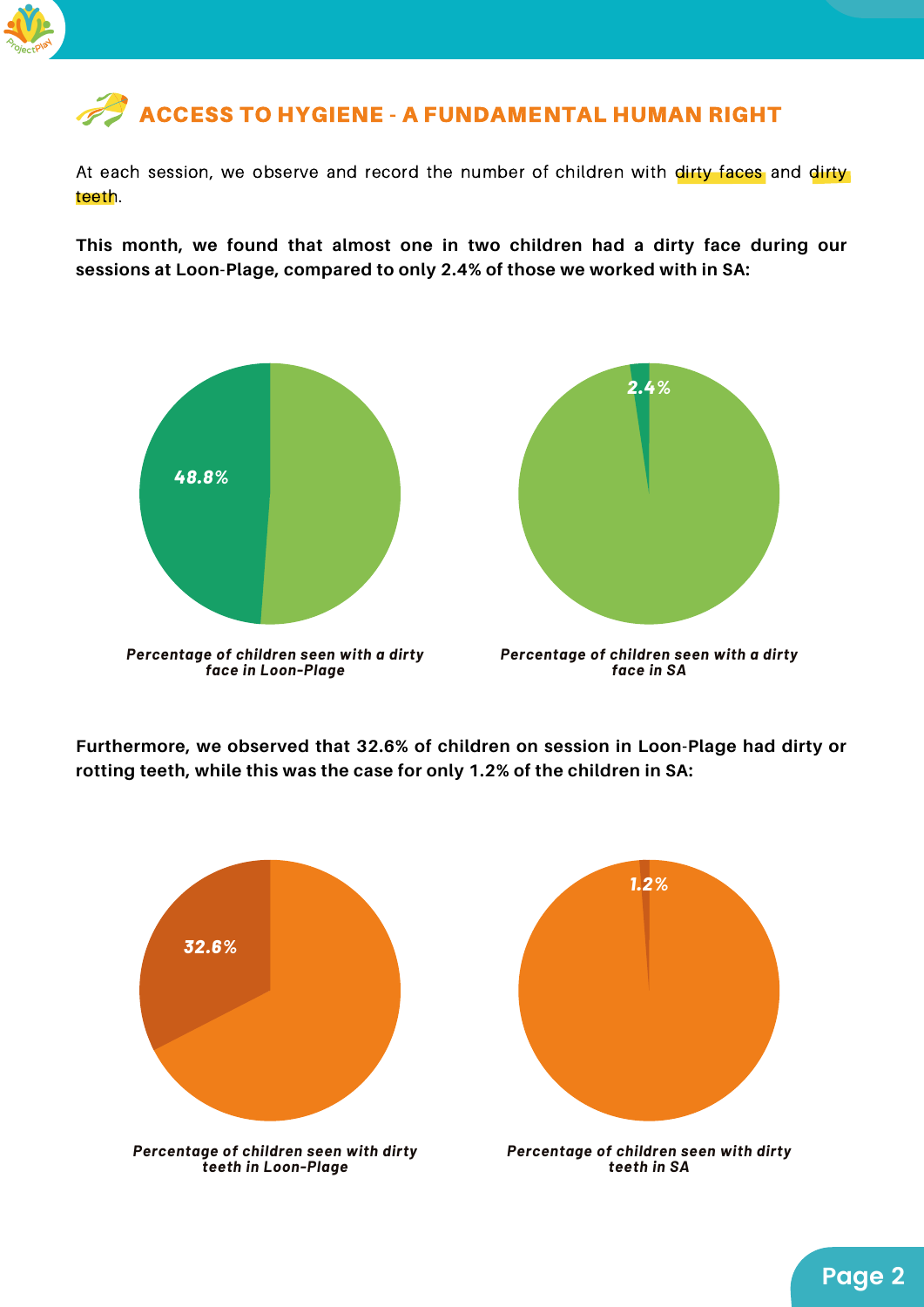## ACCESS TO HYGIENE - A FUNDAMENTAL HUMAN RIGHT

At each session, we observe and record the number of children with dirty faces and dirty teeth.

**This month, we found that almost one in two children had a dirty face during our sessions at Loon-Plage, compared to only 2.4% of those we worked with in SA:**

48.8%

***Percentage of children seen with a dirty face in Loon-Plage***

2.4%

***Percentage of children seen with a dirty face in SA***

**Furthermore, we observed that 32.6% of children on session in Loon-Plage had dirty or rotting teeth, while this was the case for only 1.2% of the children in SA:**

32.6%

***Percentage of children seen with dirty teeth in Loon-Plage***

1.2%

***Percentage of children seen with dirty teeth in SA***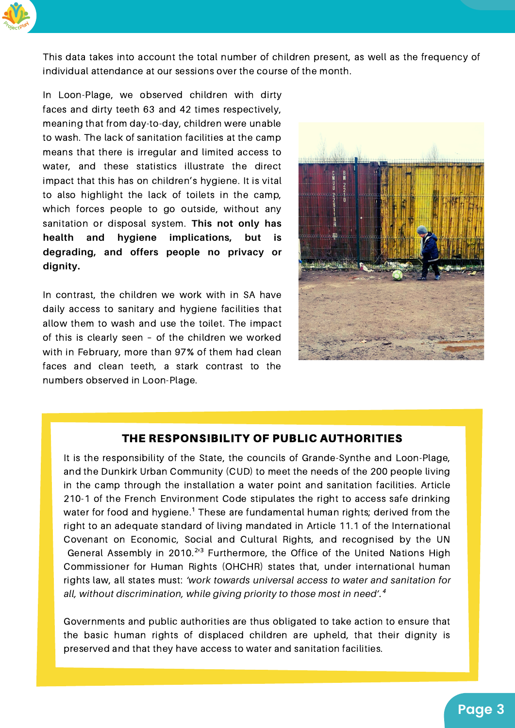This data takes into account the total number of children present, as well as the frequency of individual attendance at our sessions over the course of the month.

In Loon-Plage, we observed children with dirty faces and dirty teeth 63 and 42 times respectively, meaning that from day-to-day, children were unable to wash. The lack of sanitation facilities at the camp means that there is irregular and limited access to water, and these statistics illustrate the direct impact that this has on children's hygiene. It is vital to also highlight the lack of toilets in the camp, which forces people to go outside, without any sanitation or disposal system. **This not only has health and hygiene implications, but is degrading, and offers people no privacy or dignity.**

In contrast, the children we work with in SA have daily access to sanitary and hygiene facilities that allow them to wash and use the toilet. The impact of this is clearly seen – of the children we worked with in February, more than 97% of them had clean faces and clean teeth, a stark contrast to the numbers observed in Loon-Plage.

## THE RESPONSIBILITY OF PUBLIC AUTHORITIES

It is the responsibility of the State, the councils of Grande-Synthe and Loon-Plage, and the Dunkirk Urban Community (CUD) to meet the needs of the 200 people living in the camp through the installation a water point and sanitation facilities. Article 210-1 of the French Environment Code stipulates the right to access safe drinking water for food and hygiene.[1] These are fundamental human rights; derived from the right to an adequate standard of living mandated in Article 11.1 of the International Covenant on Economic, Social and Cultural Rights, and recognised by the UN General Assembly in 2010.[2,3] Furthermore, the Office of the United Nations High Commissioner for Human Rights (OHCHR) states that, under international human rights law, all states must: *'work towards universal access to water and sanitation for all, without discrimination, while giving priority to those most in need'.*[4]

Governments and public authorities are thus obligated to take action to ensure that the basic human rights of displaced children are upheld, that their dignity is preserved and that they have access to water and sanitation facilities.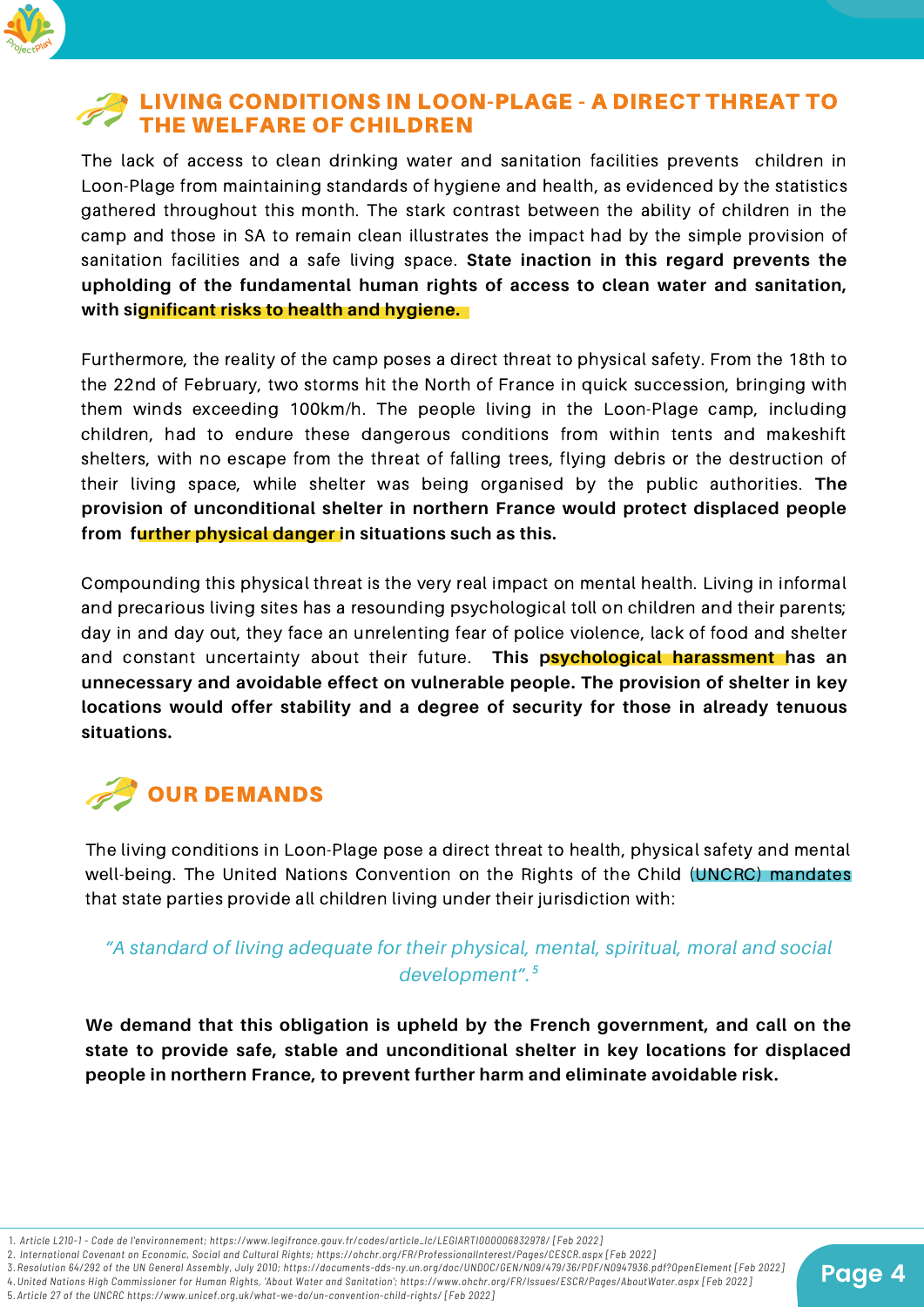## LIVING CONDITIONS IN LOON-PLAGE - A DIRECT THREAT TO THE WELFARE OF CHILDREN

The lack of access to clean drinking water and sanitation facilities prevents children in Loon-Plage from maintaining standards of hygiene and health, as evidenced by the statistics gathered throughout this month. The stark contrast between the ability of children in the camp and those in SA to remain clean illustrates the impact had by the simple provision of sanitation facilities and a safe living space. **State inaction in this regard prevents the upholding of the fundamental human rights of access to clean water and sanitation, with significant risks to health and hygiene.**

Furthermore, the reality of the camp poses a direct threat to physical safety. From the 18th to the 22nd of February, two storms hit the North of France in quick succession, bringing with them winds exceeding 100km/h. The people living in the Loon-Plage camp, including children, had to endure these dangerous conditions from within tents and makeshift shelters, with no escape from the threat of falling trees, flying debris or the destruction of their living space, while shelter was being organised by the public authorities. **The provision of unconditional shelter in northern France would protect displaced people from further physical danger in situations such as this.**

Compounding this physical threat is the very real impact on mental health. Living in informal and precarious living sites has a resounding psychological toll on children and their parents; day in and day out, they face an unrelenting fear of police violence, lack of food and shelter and constant uncertainty about their future. **This psychological harassment has an unnecessary and avoidable effect on vulnerable people. The provision of shelter in key locations would offer stability and a degree of security for those in already tenuous situations.**

## OUR DEMANDS

The living conditions in Loon-Plage pose a direct threat to health, physical safety and mental well-being. The United Nations Convention on the Rights of the Child (UNCRC) mandates that state parties provide all children living under their jurisdiction with:

> *"A standard of living adequate for their physical, mental, spiritual, moral and social development".*[5]

**We demand that this obligation is upheld by the French government, and call on the state to provide safe, stable and unconditional shelter in key locations for displaced people in northern France, to prevent further harm and eliminate avoidable risk.**

---

1. *Article L210-1 - Code de l'environnement; https://www.legifrance.gouv.fr/codes/article_lc/LEGIARTI000006832978/ [Feb 2022]*
2. *International Covenant on Economic, Social and Cultural Rights; https://ohchr.org/FR/ProfessionalInterest/Pages/CESCR.aspx [Feb 2022]*
3. *Resolution 64/292 of the UN General Assembly, July 2010; https://documents-dds-ny.un.org/doc/UNDOC/GEN/N09/479/36/PDF/N0947936.pdf?OpenElement [Feb 2022]*
4. *United Nations High Commissioner for Human Rights, 'About Water and Sanitation'; https://www.ohchr.org/FR/Issues/ESCR/Pages/AboutWater.aspx [Feb 2022]*
5. *Article 27 of the UNCRC https://www.unicef.org.uk/what-we-do/un-convention-child-rights/ [Feb 2022]*